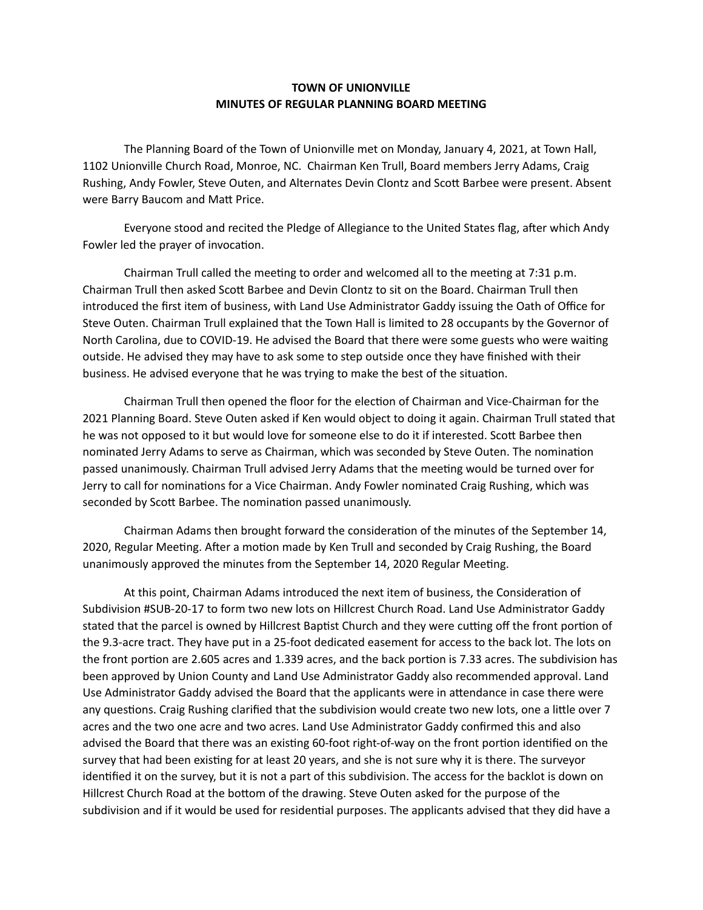**TOWN OF UNIONVILLE**
**MINUTES OF REGULAR PLANNING BOARD MEETING**

The Planning Board of the Town of Unionville met on Monday, January 4, 2021, at Town Hall, 1102 Unionville Church Road, Monroe, NC. Chairman Ken Trull, Board members Jerry Adams, Craig Rushing, Andy Fowler, Steve Outen, and Alternates Devin Clontz and Scott Barbee were present. Absent were Barry Baucom and Matt Price.

Everyone stood and recited the Pledge of Allegiance to the United States flag, after which Andy Fowler led the prayer of invocation.

Chairman Trull called the meeting to order and welcomed all to the meeting at 7:31 p.m. Chairman Trull then asked Scott Barbee and Devin Clontz to sit on the Board. Chairman Trull then introduced the first item of business, with Land Use Administrator Gaddy issuing the Oath of Office for Steve Outen. Chairman Trull explained that the Town Hall is limited to 28 occupants by the Governor of North Carolina, due to COVID-19. He advised the Board that there were some guests who were waiting outside. He advised they may have to ask some to step outside once they have finished with their business. He advised everyone that he was trying to make the best of the situation.

Chairman Trull then opened the floor for the election of Chairman and Vice-Chairman for the 2021 Planning Board. Steve Outen asked if Ken would object to doing it again. Chairman Trull stated that he was not opposed to it but would love for someone else to do it if interested. Scott Barbee then nominated Jerry Adams to serve as Chairman, which was seconded by Steve Outen. The nomination passed unanimously. Chairman Trull advised Jerry Adams that the meeting would be turned over for Jerry to call for nominations for a Vice Chairman. Andy Fowler nominated Craig Rushing, which was seconded by Scott Barbee. The nomination passed unanimously.

Chairman Adams then brought forward the consideration of the minutes of the September 14, 2020, Regular Meeting. After a motion made by Ken Trull and seconded by Craig Rushing, the Board unanimously approved the minutes from the September 14, 2020 Regular Meeting.

At this point, Chairman Adams introduced the next item of business, the Consideration of Subdivision #SUB-20-17 to form two new lots on Hillcrest Church Road. Land Use Administrator Gaddy stated that the parcel is owned by Hillcrest Baptist Church and they were cutting off the front portion of the 9.3-acre tract. They have put in a 25-foot dedicated easement for access to the back lot. The lots on the front portion are 2.605 acres and 1.339 acres, and the back portion is 7.33 acres. The subdivision has been approved by Union County and Land Use Administrator Gaddy also recommended approval. Land Use Administrator Gaddy advised the Board that the applicants were in attendance in case there were any questions. Craig Rushing clarified that the subdivision would create two new lots, one a little over 7 acres and the two one acre and two acres. Land Use Administrator Gaddy confirmed this and also advised the Board that there was an existing 60-foot right-of-way on the front portion identified on the survey that had been existing for at least 20 years, and she is not sure why it is there. The surveyor identified it on the survey, but it is not a part of this subdivision. The access for the backlot is down on Hillcrest Church Road at the bottom of the drawing. Steve Outen asked for the purpose of the subdivision and if it would be used for residential purposes. The applicants advised that they did have a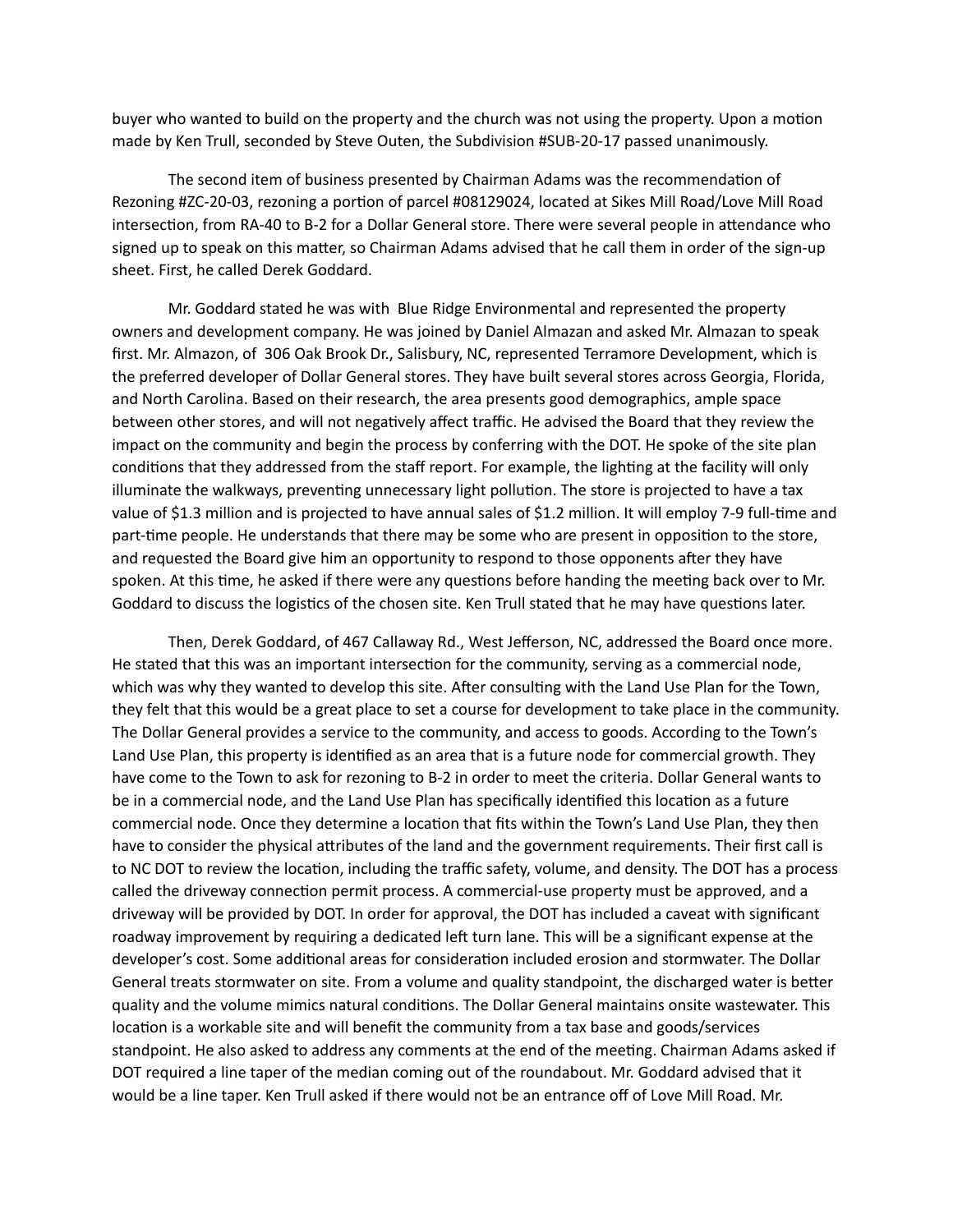buyer who wanted to build on the property and the church was not using the property. Upon a motion made by Ken Trull, seconded by Steve Outen, the Subdivision #SUB-20-17 passed unanimously.

The second item of business presented by Chairman Adams was the recommendation of Rezoning #ZC-20-03, rezoning a portion of parcel #08129024, located at Sikes Mill Road/Love Mill Road intersection, from RA-40 to B-2 for a Dollar General store. There were several people in attendance who signed up to speak on this matter, so Chairman Adams advised that he call them in order of the sign-up sheet. First, he called Derek Goddard.

Mr. Goddard stated he was with Blue Ridge Environmental and represented the property owners and development company. He was joined by Daniel Almazan and asked Mr. Almazan to speak first. Mr. Almazon, of 306 Oak Brook Dr., Salisbury, NC, represented Terramore Development, which is the preferred developer of Dollar General stores. They have built several stores across Georgia, Florida, and North Carolina. Based on their research, the area presents good demographics, ample space between other stores, and will not negatively affect traffic. He advised the Board that they review the impact on the community and begin the process by conferring with the DOT. He spoke of the site plan conditions that they addressed from the staff report. For example, the lighting at the facility will only illuminate the walkways, preventing unnecessary light pollution. The store is projected to have a tax value of $1.3 million and is projected to have annual sales of $1.2 million. It will employ 7-9 full-time and part-time people. He understands that there may be some who are present in opposition to the store, and requested the Board give him an opportunity to respond to those opponents after they have spoken. At this time, he asked if there were any questions before handing the meeting back over to Mr. Goddard to discuss the logistics of the chosen site. Ken Trull stated that he may have questions later.

Then, Derek Goddard, of 467 Callaway Rd., West Jefferson, NC, addressed the Board once more. He stated that this was an important intersection for the community, serving as a commercial node, which was why they wanted to develop this site. After consulting with the Land Use Plan for the Town, they felt that this would be a great place to set a course for development to take place in the community. The Dollar General provides a service to the community, and access to goods. According to the Town's Land Use Plan, this property is identified as an area that is a future node for commercial growth. They have come to the Town to ask for rezoning to B-2 in order to meet the criteria. Dollar General wants to be in a commercial node, and the Land Use Plan has specifically identified this location as a future commercial node. Once they determine a location that fits within the Town's Land Use Plan, they then have to consider the physical attributes of the land and the government requirements. Their first call is to NC DOT to review the location, including the traffic safety, volume, and density. The DOT has a process called the driveway connection permit process. A commercial-use property must be approved, and a driveway will be provided by DOT. In order for approval, the DOT has included a caveat with significant roadway improvement by requiring a dedicated left turn lane. This will be a significant expense at the developer's cost. Some additional areas for consideration included erosion and stormwater. The Dollar General treats stormwater on site. From a volume and quality standpoint, the discharged water is better quality and the volume mimics natural conditions. The Dollar General maintains onsite wastewater. This location is a workable site and will benefit the community from a tax base and goods/services standpoint. He also asked to address any comments at the end of the meeting. Chairman Adams asked if DOT required a line taper of the median coming out of the roundabout. Mr. Goddard advised that it would be a line taper. Ken Trull asked if there would not be an entrance off of Love Mill Road. Mr.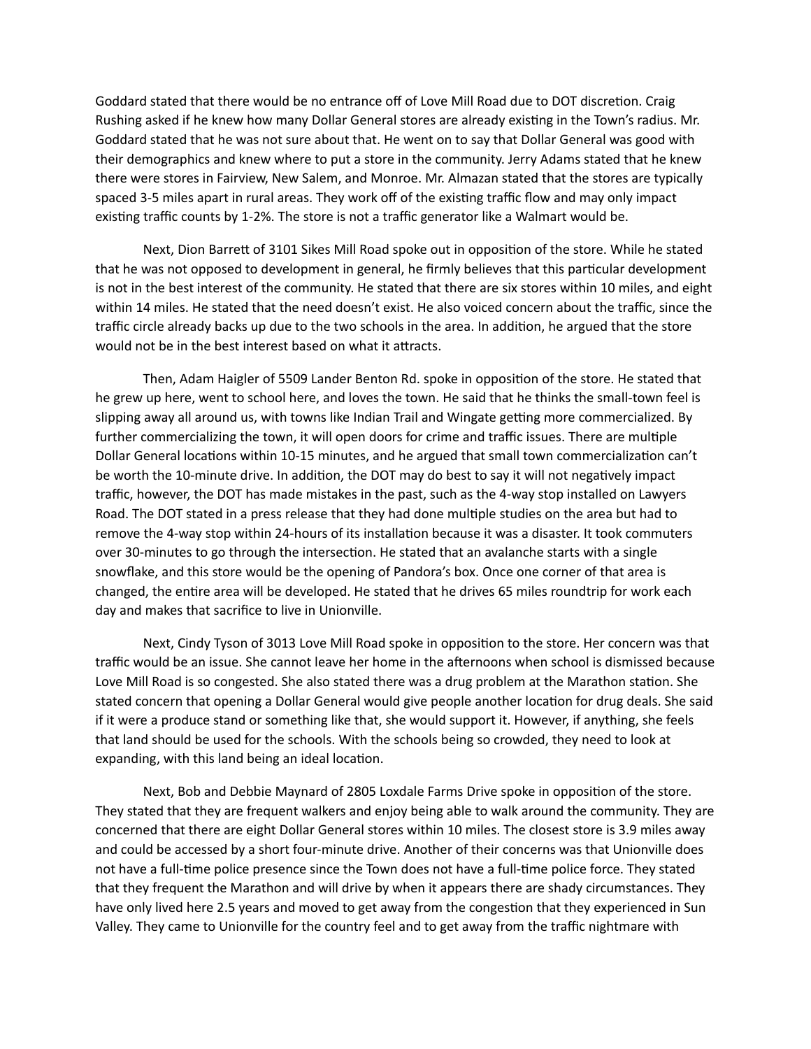Goddard stated that there would be no entrance off of Love Mill Road due to DOT discretion. Craig Rushing asked if he knew how many Dollar General stores are already existing in the Town's radius. Mr. Goddard stated that he was not sure about that. He went on to say that Dollar General was good with their demographics and knew where to put a store in the community. Jerry Adams stated that he knew there were stores in Fairview, New Salem, and Monroe. Mr. Almazan stated that the stores are typically spaced 3-5 miles apart in rural areas. They work off of the existing traffic flow and may only impact existing traffic counts by 1-2%. The store is not a traffic generator like a Walmart would be.

Next, Dion Barrett of 3101 Sikes Mill Road spoke out in opposition of the store. While he stated that he was not opposed to development in general, he firmly believes that this particular development is not in the best interest of the community. He stated that there are six stores within 10 miles, and eight within 14 miles. He stated that the need doesn't exist. He also voiced concern about the traffic, since the traffic circle already backs up due to the two schools in the area. In addition, he argued that the store would not be in the best interest based on what it attracts.

Then, Adam Haigler of 5509 Lander Benton Rd. spoke in opposition of the store. He stated that he grew up here, went to school here, and loves the town. He said that he thinks the small-town feel is slipping away all around us, with towns like Indian Trail and Wingate getting more commercialized. By further commercializing the town, it will open doors for crime and traffic issues. There are multiple Dollar General locations within 10-15 minutes, and he argued that small town commercialization can't be worth the 10-minute drive. In addition, the DOT may do best to say it will not negatively impact traffic, however, the DOT has made mistakes in the past, such as the 4-way stop installed on Lawyers Road. The DOT stated in a press release that they had done multiple studies on the area but had to remove the 4-way stop within 24-hours of its installation because it was a disaster. It took commuters over 30-minutes to go through the intersection. He stated that an avalanche starts with a single snowflake, and this store would be the opening of Pandora's box. Once one corner of that area is changed, the entire area will be developed. He stated that he drives 65 miles roundtrip for work each day and makes that sacrifice to live in Unionville.

Next, Cindy Tyson of 3013 Love Mill Road spoke in opposition to the store. Her concern was that traffic would be an issue. She cannot leave her home in the afternoons when school is dismissed because Love Mill Road is so congested. She also stated there was a drug problem at the Marathon station. She stated concern that opening a Dollar General would give people another location for drug deals. She said if it were a produce stand or something like that, she would support it. However, if anything, she feels that land should be used for the schools. With the schools being so crowded, they need to look at expanding, with this land being an ideal location.

Next, Bob and Debbie Maynard of 2805 Loxdale Farms Drive spoke in opposition of the store. They stated that they are frequent walkers and enjoy being able to walk around the community. They are concerned that there are eight Dollar General stores within 10 miles. The closest store is 3.9 miles away and could be accessed by a short four-minute drive. Another of their concerns was that Unionville does not have a full-time police presence since the Town does not have a full-time police force. They stated that they frequent the Marathon and will drive by when it appears there are shady circumstances. They have only lived here 2.5 years and moved to get away from the congestion that they experienced in Sun Valley. They came to Unionville for the country feel and to get away from the traffic nightmare with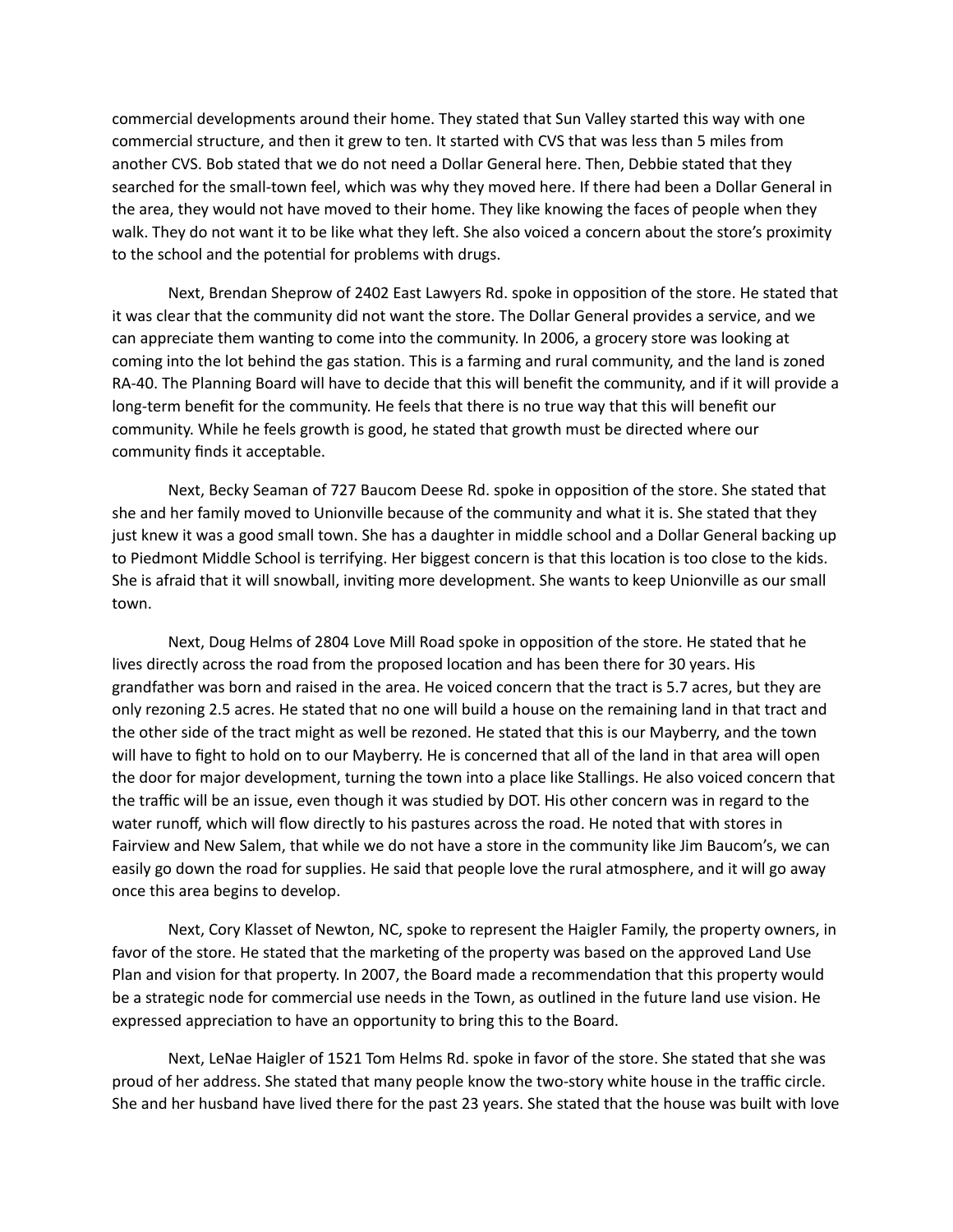commercial developments around their home. They stated that Sun Valley started this way with one commercial structure, and then it grew to ten. It started with CVS that was less than 5 miles from another CVS. Bob stated that we do not need a Dollar General here. Then, Debbie stated that they searched for the small-town feel, which was why they moved here. If there had been a Dollar General in the area, they would not have moved to their home. They like knowing the faces of people when they walk. They do not want it to be like what they left. She also voiced a concern about the store's proximity to the school and the potential for problems with drugs.

Next, Brendan Sheprow of 2402 East Lawyers Rd. spoke in opposition of the store. He stated that it was clear that the community did not want the store. The Dollar General provides a service, and we can appreciate them wanting to come into the community. In 2006, a grocery store was looking at coming into the lot behind the gas station. This is a farming and rural community, and the land is zoned RA-40. The Planning Board will have to decide that this will benefit the community, and if it will provide a long-term benefit for the community. He feels that there is no true way that this will benefit our community. While he feels growth is good, he stated that growth must be directed where our community finds it acceptable.

Next, Becky Seaman of 727 Baucom Deese Rd. spoke in opposition of the store. She stated that she and her family moved to Unionville because of the community and what it is. She stated that they just knew it was a good small town. She has a daughter in middle school and a Dollar General backing up to Piedmont Middle School is terrifying. Her biggest concern is that this location is too close to the kids. She is afraid that it will snowball, inviting more development. She wants to keep Unionville as our small town.

Next, Doug Helms of 2804 Love Mill Road spoke in opposition of the store. He stated that he lives directly across the road from the proposed location and has been there for 30 years. His grandfather was born and raised in the area. He voiced concern that the tract is 5.7 acres, but they are only rezoning 2.5 acres. He stated that no one will build a house on the remaining land in that tract and the other side of the tract might as well be rezoned. He stated that this is our Mayberry, and the town will have to fight to hold on to our Mayberry. He is concerned that all of the land in that area will open the door for major development, turning the town into a place like Stallings. He also voiced concern that the traffic will be an issue, even though it was studied by DOT. His other concern was in regard to the water runoff, which will flow directly to his pastures across the road. He noted that with stores in Fairview and New Salem, that while we do not have a store in the community like Jim Baucom's, we can easily go down the road for supplies. He said that people love the rural atmosphere, and it will go away once this area begins to develop.

Next, Cory Klasset of Newton, NC, spoke to represent the Haigler Family, the property owners, in favor of the store. He stated that the marketing of the property was based on the approved Land Use Plan and vision for that property. In 2007, the Board made a recommendation that this property would be a strategic node for commercial use needs in the Town, as outlined in the future land use vision. He expressed appreciation to have an opportunity to bring this to the Board.

Next, LeNae Haigler of 1521 Tom Helms Rd. spoke in favor of the store. She stated that she was proud of her address. She stated that many people know the two-story white house in the traffic circle. She and her husband have lived there for the past 23 years. She stated that the house was built with love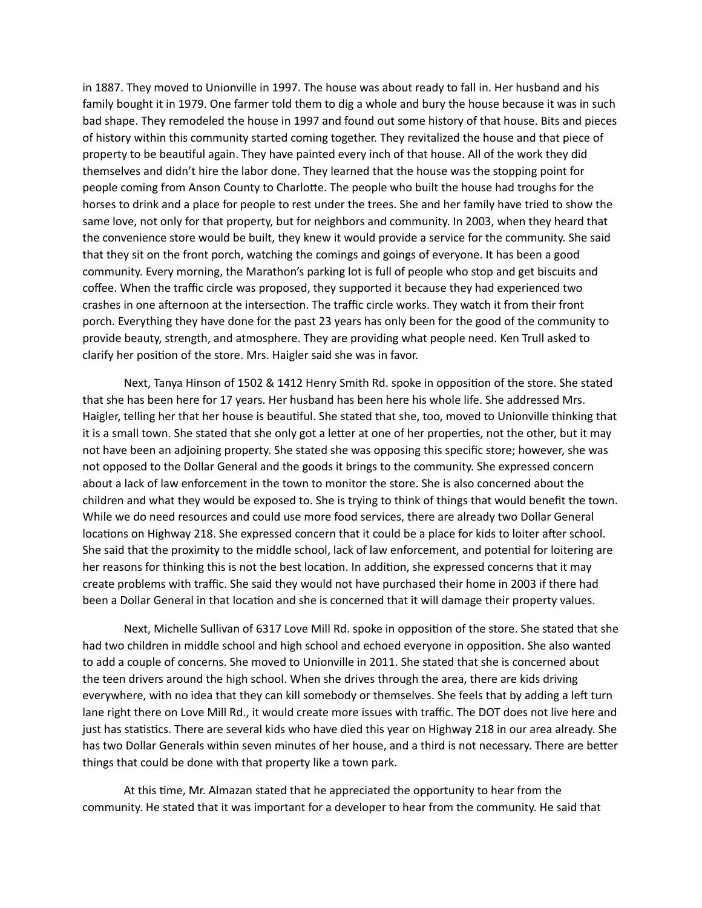in 1887. They moved to Unionville in 1997. The house was about ready to fall in. Her husband and his family bought it in 1979. One farmer told them to dig a whole and bury the house because it was in such bad shape. They remodeled the house in 1997 and found out some history of that house. Bits and pieces of history within this community started coming together. They revitalized the house and that piece of property to be beautiful again. They have painted every inch of that house. All of the work they did themselves and didn't hire the labor done. They learned that the house was the stopping point for people coming from Anson County to Charlotte. The people who built the house had troughs for the horses to drink and a place for people to rest under the trees. She and her family have tried to show the same love, not only for that property, but for neighbors and community. In 2003, when they heard that the convenience store would be built, they knew it would provide a service for the community. She said that they sit on the front porch, watching the comings and goings of everyone. It has been a good community. Every morning, the Marathon's parking lot is full of people who stop and get biscuits and coffee. When the traffic circle was proposed, they supported it because they had experienced two crashes in one afternoon at the intersection. The traffic circle works. They watch it from their front porch. Everything they have done for the past 23 years has only been for the good of the community to provide beauty, strength, and atmosphere. They are providing what people need. Ken Trull asked to clarify her position of the store. Mrs. Haigler said she was in favor.

Next, Tanya Hinson of 1502 & 1412 Henry Smith Rd. spoke in opposition of the store. She stated that she has been here for 17 years. Her husband has been here his whole life. She addressed Mrs. Haigler, telling her that her house is beautiful. She stated that she, too, moved to Unionville thinking that it is a small town. She stated that she only got a letter at one of her properties, not the other, but it may not have been an adjoining property. She stated she was opposing this specific store; however, she was not opposed to the Dollar General and the goods it brings to the community. She expressed concern about a lack of law enforcement in the town to monitor the store. She is also concerned about the children and what they would be exposed to. She is trying to think of things that would benefit the town. While we do need resources and could use more food services, there are already two Dollar General locations on Highway 218. She expressed concern that it could be a place for kids to loiter after school. She said that the proximity to the middle school, lack of law enforcement, and potential for loitering are her reasons for thinking this is not the best location. In addition, she expressed concerns that it may create problems with traffic. She said they would not have purchased their home in 2003 if there had been a Dollar General in that location and she is concerned that it will damage their property values.

Next, Michelle Sullivan of 6317 Love Mill Rd. spoke in opposition of the store. She stated that she had two children in middle school and high school and echoed everyone in opposition. She also wanted to add a couple of concerns. She moved to Unionville in 2011. She stated that she is concerned about the teen drivers around the high school. When she drives through the area, there are kids driving everywhere, with no idea that they can kill somebody or themselves. She feels that by adding a left turn lane right there on Love Mill Rd., it would create more issues with traffic. The DOT does not live here and just has statistics. There are several kids who have died this year on Highway 218 in our area already. She has two Dollar Generals within seven minutes of her house, and a third is not necessary. There are better things that could be done with that property like a town park.

At this time, Mr. Almazan stated that he appreciated the opportunity to hear from the community. He stated that it was important for a developer to hear from the community. He said that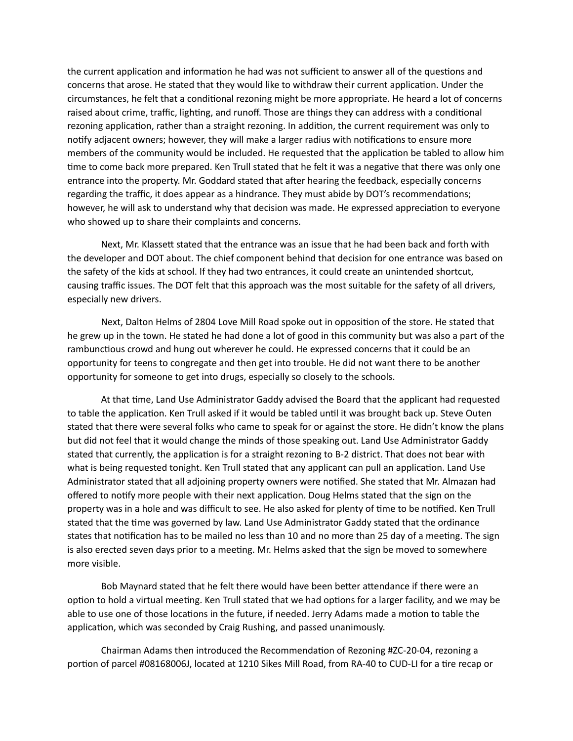the current application and information he had was not sufficient to answer all of the questions and concerns that arose. He stated that they would like to withdraw their current application. Under the circumstances, he felt that a conditional rezoning might be more appropriate. He heard a lot of concerns raised about crime, traffic, lighting, and runoff. Those are things they can address with a conditional rezoning application, rather than a straight rezoning. In addition, the current requirement was only to notify adjacent owners; however, they will make a larger radius with notifications to ensure more members of the community would be included. He requested that the application be tabled to allow him time to come back more prepared. Ken Trull stated that he felt it was a negative that there was only one entrance into the property. Mr. Goddard stated that after hearing the feedback, especially concerns regarding the traffic, it does appear as a hindrance. They must abide by DOT's recommendations; however, he will ask to understand why that decision was made. He expressed appreciation to everyone who showed up to share their complaints and concerns.

Next, Mr. Klassett stated that the entrance was an issue that he had been back and forth with the developer and DOT about. The chief component behind that decision for one entrance was based on the safety of the kids at school. If they had two entrances, it could create an unintended shortcut, causing traffic issues. The DOT felt that this approach was the most suitable for the safety of all drivers, especially new drivers.

Next, Dalton Helms of 2804 Love Mill Road spoke out in opposition of the store. He stated that he grew up in the town. He stated he had done a lot of good in this community but was also a part of the rambunctious crowd and hung out wherever he could. He expressed concerns that it could be an opportunity for teens to congregate and then get into trouble. He did not want there to be another opportunity for someone to get into drugs, especially so closely to the schools.

At that time, Land Use Administrator Gaddy advised the Board that the applicant had requested to table the application. Ken Trull asked if it would be tabled until it was brought back up. Steve Outen stated that there were several folks who came to speak for or against the store. He didn't know the plans but did not feel that it would change the minds of those speaking out. Land Use Administrator Gaddy stated that currently, the application is for a straight rezoning to B-2 district. That does not bear with what is being requested tonight. Ken Trull stated that any applicant can pull an application. Land Use Administrator stated that all adjoining property owners were notified. She stated that Mr. Almazan had offered to notify more people with their next application. Doug Helms stated that the sign on the property was in a hole and was difficult to see. He also asked for plenty of time to be notified. Ken Trull stated that the time was governed by law. Land Use Administrator Gaddy stated that the ordinance states that notification has to be mailed no less than 10 and no more than 25 day of a meeting. The sign is also erected seven days prior to a meeting. Mr. Helms asked that the sign be moved to somewhere more visible.

Bob Maynard stated that he felt there would have been better attendance if there were an option to hold a virtual meeting. Ken Trull stated that we had options for a larger facility, and we may be able to use one of those locations in the future, if needed. Jerry Adams made a motion to table the application, which was seconded by Craig Rushing, and passed unanimously.

Chairman Adams then introduced the Recommendation of Rezoning #ZC-20-04, rezoning a portion of parcel #08168006J, located at 1210 Sikes Mill Road, from RA-40 to CUD-LI for a tire recap or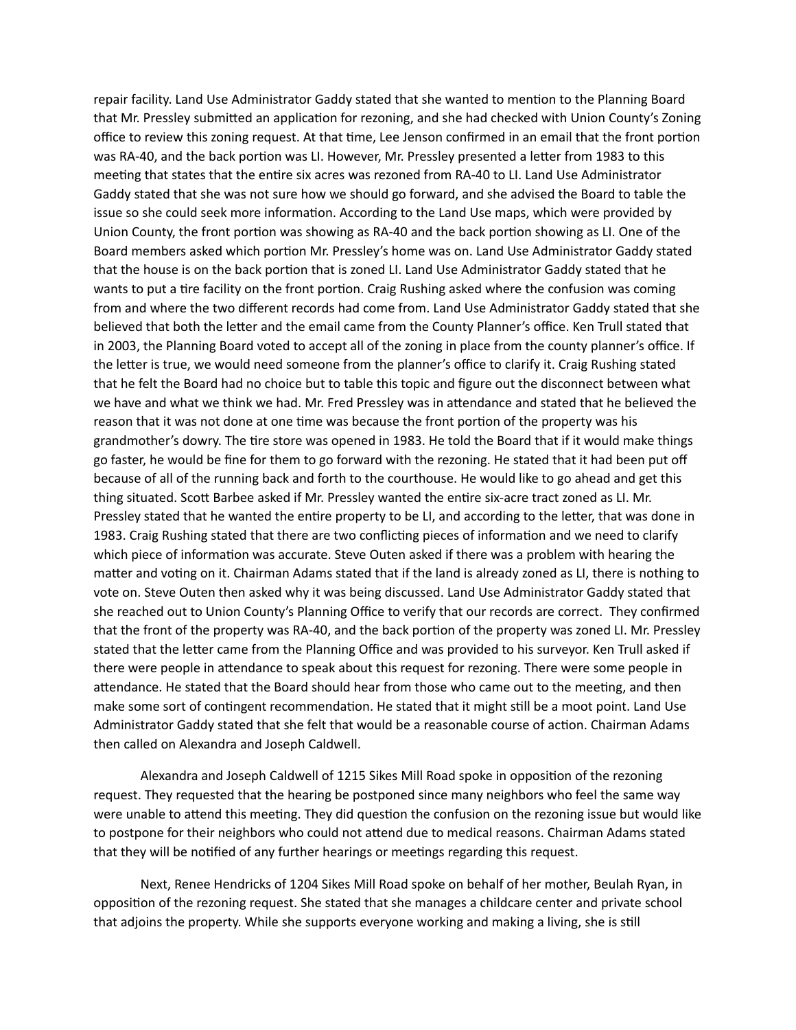repair facility. Land Use Administrator Gaddy stated that she wanted to mention to the Planning Board that Mr. Pressley submitted an application for rezoning, and she had checked with Union County's Zoning office to review this zoning request. At that time, Lee Jenson confirmed in an email that the front portion was RA-40, and the back portion was LI. However, Mr. Pressley presented a letter from 1983 to this meeting that states that the entire six acres was rezoned from RA-40 to LI. Land Use Administrator Gaddy stated that she was not sure how we should go forward, and she advised the Board to table the issue so she could seek more information. According to the Land Use maps, which were provided by Union County, the front portion was showing as RA-40 and the back portion showing as LI. One of the Board members asked which portion Mr. Pressley's home was on. Land Use Administrator Gaddy stated that the house is on the back portion that is zoned LI. Land Use Administrator Gaddy stated that he wants to put a tire facility on the front portion. Craig Rushing asked where the confusion was coming from and where the two different records had come from. Land Use Administrator Gaddy stated that she believed that both the letter and the email came from the County Planner's office. Ken Trull stated that in 2003, the Planning Board voted to accept all of the zoning in place from the county planner's office. If the letter is true, we would need someone from the planner's office to clarify it. Craig Rushing stated that he felt the Board had no choice but to table this topic and figure out the disconnect between what we have and what we think we had. Mr. Fred Pressley was in attendance and stated that he believed the reason that it was not done at one time was because the front portion of the property was his grandmother's dowry. The tire store was opened in 1983. He told the Board that if it would make things go faster, he would be fine for them to go forward with the rezoning. He stated that it had been put off because of all of the running back and forth to the courthouse. He would like to go ahead and get this thing situated. Scott Barbee asked if Mr. Pressley wanted the entire six-acre tract zoned as LI. Mr. Pressley stated that he wanted the entire property to be LI, and according to the letter, that was done in 1983. Craig Rushing stated that there are two conflicting pieces of information and we need to clarify which piece of information was accurate. Steve Outen asked if there was a problem with hearing the matter and voting on it. Chairman Adams stated that if the land is already zoned as LI, there is nothing to vote on. Steve Outen then asked why it was being discussed. Land Use Administrator Gaddy stated that she reached out to Union County's Planning Office to verify that our records are correct. They confirmed that the front of the property was RA-40, and the back portion of the property was zoned LI. Mr. Pressley stated that the letter came from the Planning Office and was provided to his surveyor. Ken Trull asked if there were people in attendance to speak about this request for rezoning. There were some people in attendance. He stated that the Board should hear from those who came out to the meeting, and then make some sort of contingent recommendation. He stated that it might still be a moot point. Land Use Administrator Gaddy stated that she felt that would be a reasonable course of action. Chairman Adams then called on Alexandra and Joseph Caldwell.

Alexandra and Joseph Caldwell of 1215 Sikes Mill Road spoke in opposition of the rezoning request. They requested that the hearing be postponed since many neighbors who feel the same way were unable to attend this meeting. They did question the confusion on the rezoning issue but would like to postpone for their neighbors who could not attend due to medical reasons. Chairman Adams stated that they will be notified of any further hearings or meetings regarding this request.

Next, Renee Hendricks of 1204 Sikes Mill Road spoke on behalf of her mother, Beulah Ryan, in opposition of the rezoning request. She stated that she manages a childcare center and private school that adjoins the property. While she supports everyone working and making a living, she is still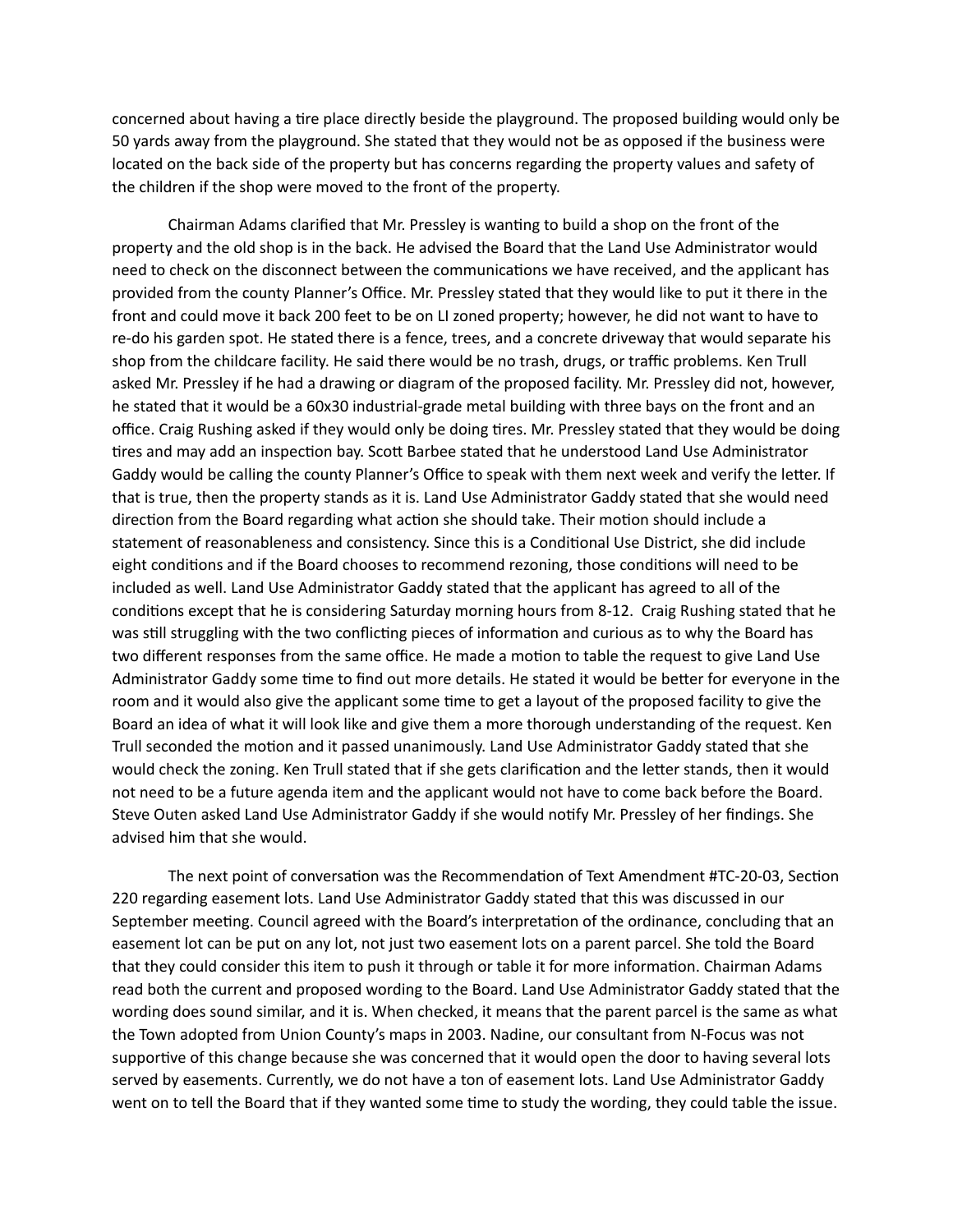concerned about having a tire place directly beside the playground. The proposed building would only be 50 yards away from the playground. She stated that they would not be as opposed if the business were located on the back side of the property but has concerns regarding the property values and safety of the children if the shop were moved to the front of the property.

Chairman Adams clarified that Mr. Pressley is wanting to build a shop on the front of the property and the old shop is in the back. He advised the Board that the Land Use Administrator would need to check on the disconnect between the communications we have received, and the applicant has provided from the county Planner's Office. Mr. Pressley stated that they would like to put it there in the front and could move it back 200 feet to be on LI zoned property; however, he did not want to have to re-do his garden spot. He stated there is a fence, trees, and a concrete driveway that would separate his shop from the childcare facility. He said there would be no trash, drugs, or traffic problems. Ken Trull asked Mr. Pressley if he had a drawing or diagram of the proposed facility. Mr. Pressley did not, however, he stated that it would be a 60x30 industrial-grade metal building with three bays on the front and an office. Craig Rushing asked if they would only be doing tires. Mr. Pressley stated that they would be doing tires and may add an inspection bay. Scott Barbee stated that he understood Land Use Administrator Gaddy would be calling the county Planner's Office to speak with them next week and verify the letter. If that is true, then the property stands as it is. Land Use Administrator Gaddy stated that she would need direction from the Board regarding what action she should take. Their motion should include a statement of reasonableness and consistency. Since this is a Conditional Use District, she did include eight conditions and if the Board chooses to recommend rezoning, those conditions will need to be included as well. Land Use Administrator Gaddy stated that the applicant has agreed to all of the conditions except that he is considering Saturday morning hours from 8-12. Craig Rushing stated that he was still struggling with the two conflicting pieces of information and curious as to why the Board has two different responses from the same office. He made a motion to table the request to give Land Use Administrator Gaddy some time to find out more details. He stated it would be better for everyone in the room and it would also give the applicant some time to get a layout of the proposed facility to give the Board an idea of what it will look like and give them a more thorough understanding of the request. Ken Trull seconded the motion and it passed unanimously. Land Use Administrator Gaddy stated that she would check the zoning. Ken Trull stated that if she gets clarification and the letter stands, then it would not need to be a future agenda item and the applicant would not have to come back before the Board. Steve Outen asked Land Use Administrator Gaddy if she would notify Mr. Pressley of her findings. She advised him that she would.

The next point of conversation was the Recommendation of Text Amendment #TC-20-03, Section 220 regarding easement lots. Land Use Administrator Gaddy stated that this was discussed in our September meeting. Council agreed with the Board's interpretation of the ordinance, concluding that an easement lot can be put on any lot, not just two easement lots on a parent parcel. She told the Board that they could consider this item to push it through or table it for more information. Chairman Adams read both the current and proposed wording to the Board. Land Use Administrator Gaddy stated that the wording does sound similar, and it is. When checked, it means that the parent parcel is the same as what the Town adopted from Union County's maps in 2003. Nadine, our consultant from N-Focus was not supportive of this change because she was concerned that it would open the door to having several lots served by easements. Currently, we do not have a ton of easement lots. Land Use Administrator Gaddy went on to tell the Board that if they wanted some time to study the wording, they could table the issue.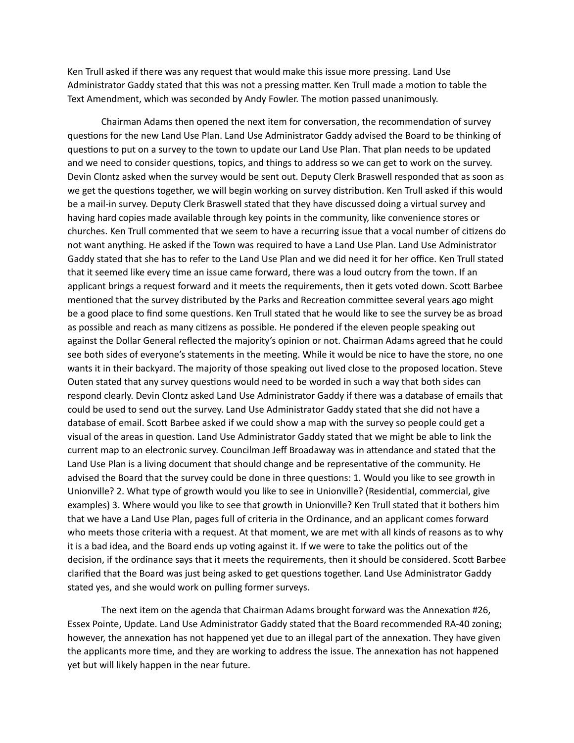Ken Trull asked if there was any request that would make this issue more pressing. Land Use Administrator Gaddy stated that this was not a pressing matter. Ken Trull made a motion to table the Text Amendment, which was seconded by Andy Fowler. The motion passed unanimously.

Chairman Adams then opened the next item for conversation, the recommendation of survey questions for the new Land Use Plan. Land Use Administrator Gaddy advised the Board to be thinking of questions to put on a survey to the town to update our Land Use Plan. That plan needs to be updated and we need to consider questions, topics, and things to address so we can get to work on the survey. Devin Clontz asked when the survey would be sent out. Deputy Clerk Braswell responded that as soon as we get the questions together, we will begin working on survey distribution. Ken Trull asked if this would be a mail-in survey. Deputy Clerk Braswell stated that they have discussed doing a virtual survey and having hard copies made available through key points in the community, like convenience stores or churches. Ken Trull commented that we seem to have a recurring issue that a vocal number of citizens do not want anything. He asked if the Town was required to have a Land Use Plan. Land Use Administrator Gaddy stated that she has to refer to the Land Use Plan and we did need it for her office. Ken Trull stated that it seemed like every time an issue came forward, there was a loud outcry from the town. If an applicant brings a request forward and it meets the requirements, then it gets voted down. Scott Barbee mentioned that the survey distributed by the Parks and Recreation committee several years ago might be a good place to find some questions. Ken Trull stated that he would like to see the survey be as broad as possible and reach as many citizens as possible. He pondered if the eleven people speaking out against the Dollar General reflected the majority's opinion or not. Chairman Adams agreed that he could see both sides of everyone's statements in the meeting. While it would be nice to have the store, no one wants it in their backyard. The majority of those speaking out lived close to the proposed location. Steve Outen stated that any survey questions would need to be worded in such a way that both sides can respond clearly. Devin Clontz asked Land Use Administrator Gaddy if there was a database of emails that could be used to send out the survey. Land Use Administrator Gaddy stated that she did not have a database of email. Scott Barbee asked if we could show a map with the survey so people could get a visual of the areas in question. Land Use Administrator Gaddy stated that we might be able to link the current map to an electronic survey. Councilman Jeff Broadaway was in attendance and stated that the Land Use Plan is a living document that should change and be representative of the community. He advised the Board that the survey could be done in three questions: 1. Would you like to see growth in Unionville? 2. What type of growth would you like to see in Unionville? (Residential, commercial, give examples) 3. Where would you like to see that growth in Unionville? Ken Trull stated that it bothers him that we have a Land Use Plan, pages full of criteria in the Ordinance, and an applicant comes forward who meets those criteria with a request. At that moment, we are met with all kinds of reasons as to why it is a bad idea, and the Board ends up voting against it. If we were to take the politics out of the decision, if the ordinance says that it meets the requirements, then it should be considered. Scott Barbee clarified that the Board was just being asked to get questions together. Land Use Administrator Gaddy stated yes, and she would work on pulling former surveys.

The next item on the agenda that Chairman Adams brought forward was the Annexation #26, Essex Pointe, Update. Land Use Administrator Gaddy stated that the Board recommended RA-40 zoning; however, the annexation has not happened yet due to an illegal part of the annexation. They have given the applicants more time, and they are working to address the issue. The annexation has not happened yet but will likely happen in the near future.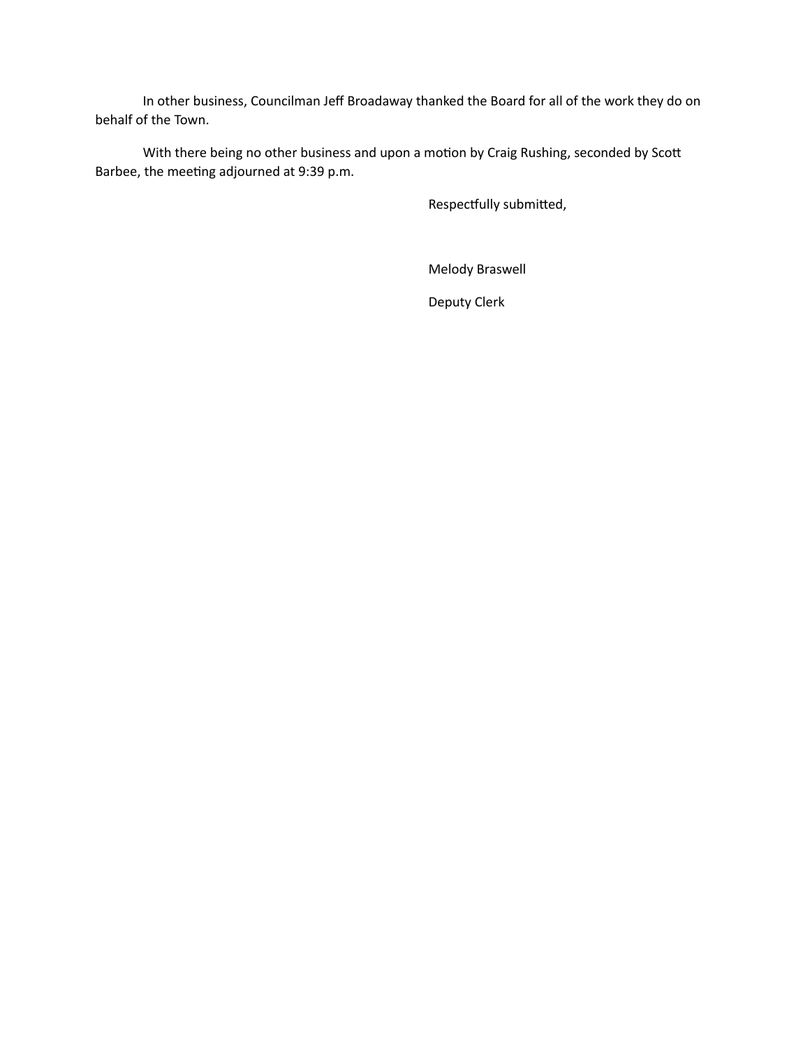In other business, Councilman Jeff Broadaway thanked the Board for all of the work they do on behalf of the Town.

With there being no other business and upon a motion by Craig Rushing, seconded by Scott Barbee, the meeting adjourned at 9:39 p.m.

Respectfully submitted,

Melody Braswell

Deputy Clerk